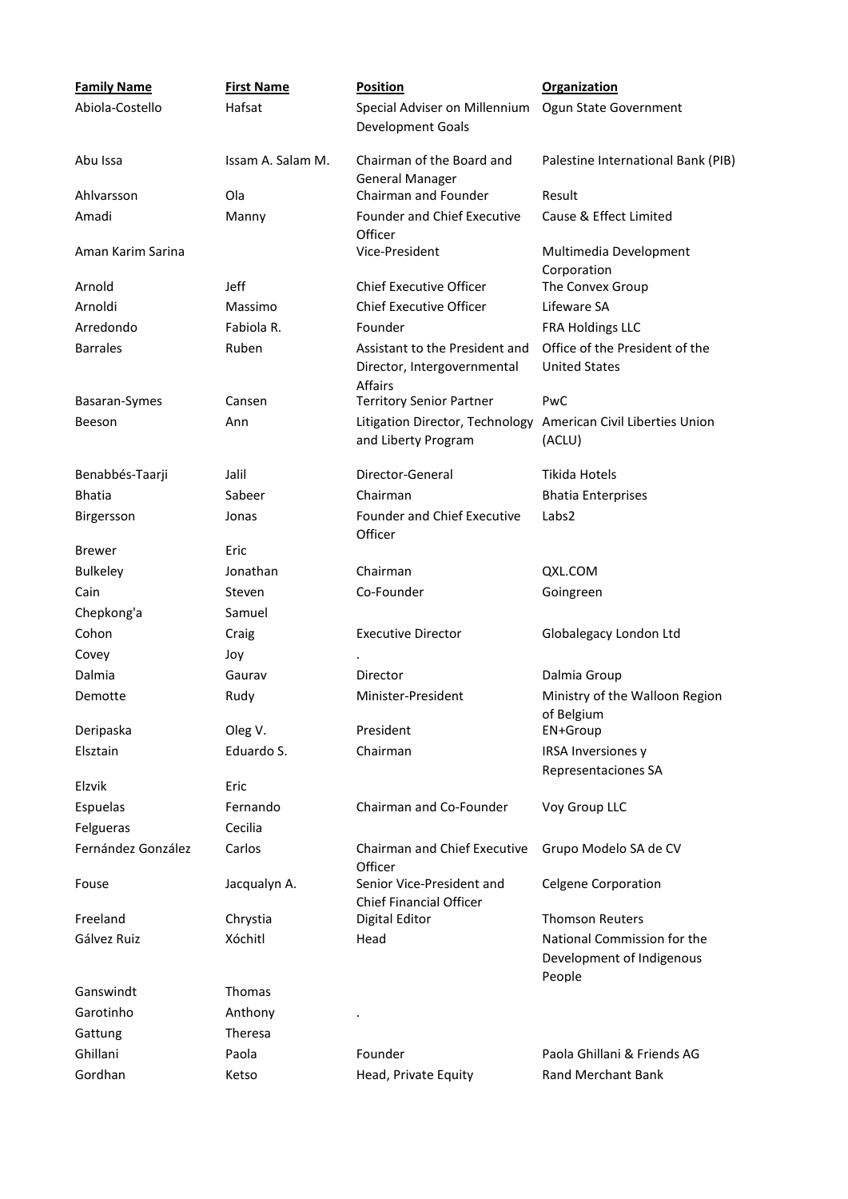| Family Name | First Name | Position | Organization |
|---|---|---|---|
| Abiola-Costello | Hafsat | Special Adviser on Millennium Development Goals | Ogun State Government |
| Abu Issa | Issam A. Salam M. | Chairman of the Board and General Manager | Palestine International Bank (PIB) |
| Ahlvarsson | Ola | Chairman and Founder | Result |
| Amadi | Manny | Founder and Chief Executive Officer | Cause & Effect Limited |
| Aman Karim Sarina | | Vice-President | Multimedia Development Corporation |
| Arnold | Jeff | Chief Executive Officer | The Convex Group |
| Arnoldi | Massimo | Chief Executive Officer | Lifeware SA |
| Arredondo | Fabiola R. | Founder | FRA Holdings LLC |
| Barrales | Ruben | Assistant to the President and Director, Intergovernmental Affairs | Office of the President of the United States |
| Basaran-Symes | Cansen | Territory Senior Partner | PwC |
| Beeson | Ann | Litigation Director, Technology and Liberty Program | American Civil Liberties Union (ACLU) |
| Benabbés-Taarji | Jalil | Director-General | Tikida Hotels |
| Bhatia | Sabeer | Chairman | Bhatia Enterprises |
| Birgersson | Jonas | Founder and Chief Executive Officer | Labs2 |
| Brewer | Eric | | |
| Bulkeley | Jonathan | Chairman | QXL.COM |
| Cain | Steven | Co-Founder | Goingreen |
| Chepkong'a | Samuel | | |
| Cohon | Craig | Executive Director | Globalegacy London Ltd |
| Covey | Joy | . | |
| Dalmia | Gaurav | Director | Dalmia Group |
| Demotte | Rudy | Minister-President | Ministry of the Walloon Region of Belgium |
| Deripaska | Oleg V. | President | EN+Group |
| Elsztain | Eduardo S. | Chairman | IRSA Inversiones y Representaciones SA |
| Elzvik | Eric | | |
| Espuelas | Fernando | Chairman and Co-Founder | Voy Group LLC |
| Felgueras | Cecilia | | |
| Fernández González | Carlos | Chairman and Chief Executive Officer | Grupo Modelo SA de CV |
| Fouse | Jacqualyn A. | Senior Vice-President and Chief Financial Officer | Celgene Corporation |
| Freeland | Chrystia | Digital Editor | Thomson Reuters |
| Gálvez Ruiz | Xóchitl | Head | National Commission for the Development of Indigenous People |
| Ganswindt | Thomas | | |
| Garotinho | Anthony | . | |
| Gattung | Theresa | | |
| Ghillani | Paola | Founder | Paola Ghillani & Friends AG |
| Gordhan | Ketso | Head, Private Equity | Rand Merchant Bank |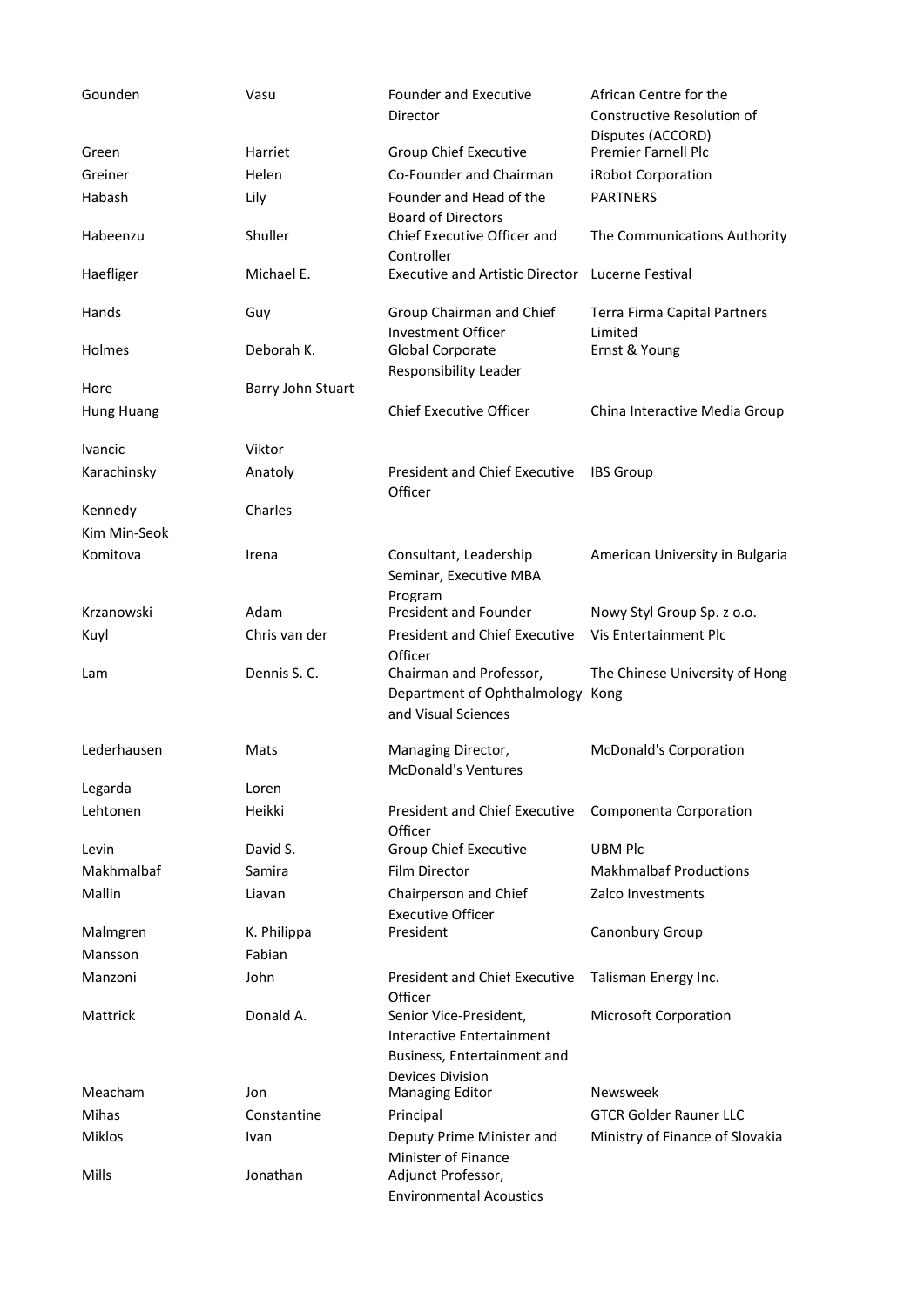| | | | |
|---|---|---|---|
| Gounden | Vasu | Founder and Executive Director | African Centre for the Constructive Resolution of Disputes (ACCORD) |
| Green | Harriet | Group Chief Executive | Premier Farnell Plc |
| Greiner | Helen | Co-Founder and Chairman | iRobot Corporation |
| Habash | Lily | Founder and Head of the Board of Directors | PARTNERS |
| Habeenzu | Shuller | Chief Executive Officer and Controller | The Communications Authority |
| Haefliger | Michael E. | Executive and Artistic Director | Lucerne Festival |
| Hands | Guy | Group Chairman and Chief Investment Officer | Terra Firma Capital Partners Limited |
| Holmes | Deborah K. | Global Corporate Responsibility Leader | Ernst & Young |
| Hore | Barry John Stuart | | |
| Hung Huang | | Chief Executive Officer | China Interactive Media Group |
| Ivancic | Viktor | | |
| Karachinsky | Anatoly | President and Chief Executive Officer | IBS Group |
| Kennedy | Charles | | |
| Kim Min-Seok | | | |
| Komitova | Irena | Consultant, Leadership Seminar, Executive MBA Program | American University in Bulgaria |
| Krzanowski | Adam | President and Founder | Nowy Styl Group Sp. z o.o. |
| Kuyl | Chris van der | President and Chief Executive Officer | Vis Entertainment Plc |
| Lam | Dennis S. C. | Chairman and Professor, Department of Ophthalmology and Visual Sciences | The Chinese University of Hong Kong |
| Lederhausen | Mats | Managing Director, McDonald's Ventures | McDonald's Corporation |
| Legarda | Loren | | |
| Lehtonen | Heikki | President and Chief Executive Officer | Componenta Corporation |
| Levin | David S. | Group Chief Executive | UBM Plc |
| Makhmalbaf | Samira | Film Director | Makhmalbaf Productions |
| Mallin | Liavan | Chairperson and Chief Executive Officer | Zalco Investments |
| Malmgren | K. Philippa | President | Canonbury Group |
| Mansson | Fabian | | |
| Manzoni | John | President and Chief Executive Officer | Talisman Energy Inc. |
| Mattrick | Donald A. | Senior Vice-President, Interactive Entertainment Business, Entertainment and Devices Division | Microsoft Corporation |
| Meacham | Jon | Managing Editor | Newsweek |
| Mihas | Constantine | Principal | GTCR Golder Rauner LLC |
| Miklos | Ivan | Deputy Prime Minister and Minister of Finance | Ministry of Finance of Slovakia |
| Mills | Jonathan | Adjunct Professor, Environmental Acoustics | |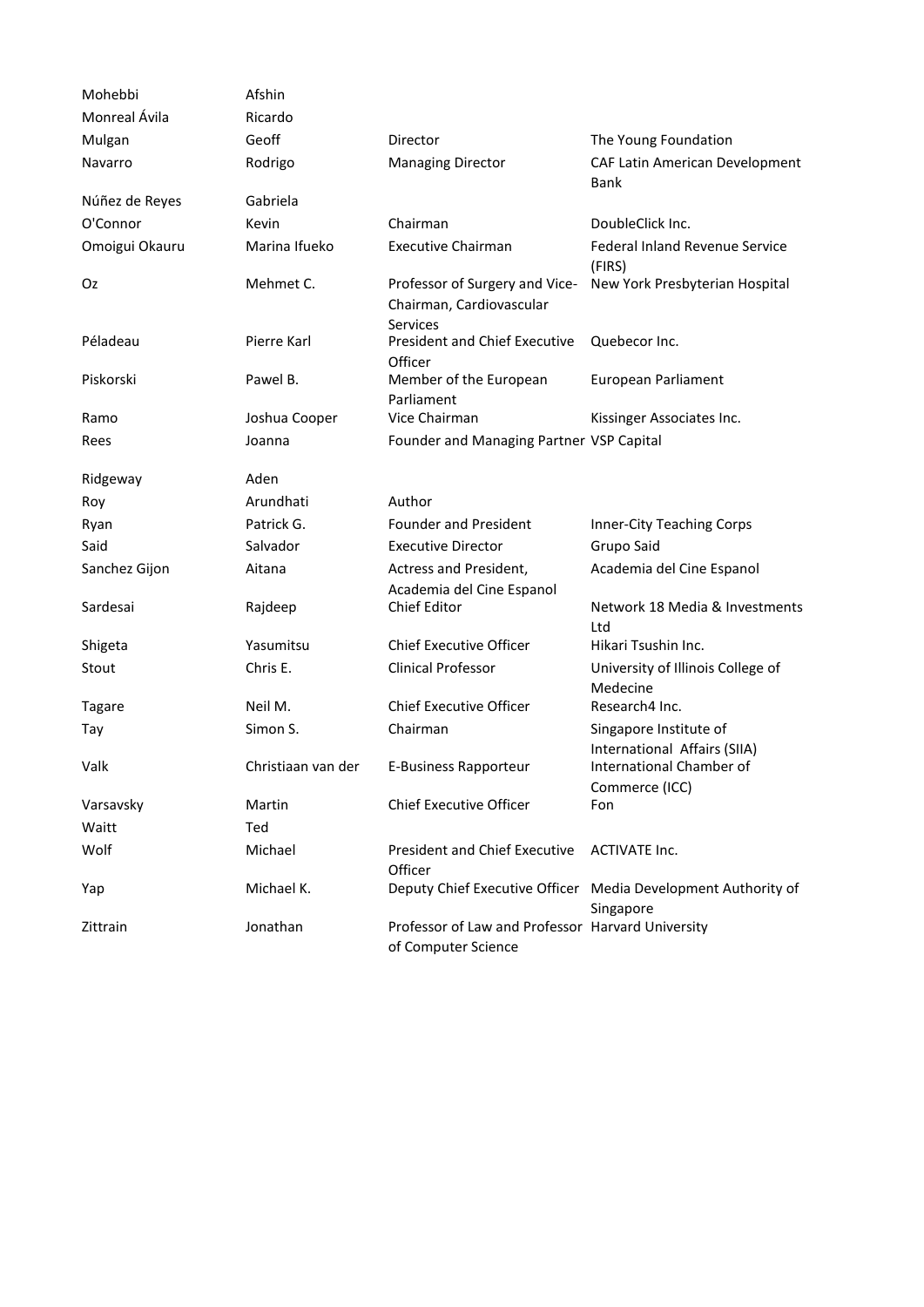| | | | |
|---|---|---|---|
| Mohebbi | Afshin | | |
| Monreal Ávila | Ricardo | | |
| Mulgan | Geoff | Director | The Young Foundation |
| Navarro | Rodrigo | Managing Director | CAF Latin American Development Bank |
| Núñez de Reyes | Gabriela | | |
| O'Connor | Kevin | Chairman | DoubleClick Inc. |
| Omoigui Okauru | Marina Ifueko | Executive Chairman | Federal Inland Revenue Service (FIRS) |
| Oz | Mehmet C. | Professor of Surgery and Vice-Chairman, Cardiovascular Services | New York Presbyterian Hospital |
| Péladeau | Pierre Karl | President and Chief Executive Officer | Quebecor Inc. |
| Piskorski | Pawel B. | Member of the European Parliament | European Parliament |
| Ramo | Joshua Cooper | Vice Chairman | Kissinger Associates Inc. |
| Rees | Joanna | Founder and Managing Partner | VSP Capital |
| Ridgeway | Aden | | |
| Roy | Arundhati | Author | |
| Ryan | Patrick G. | Founder and President | Inner-City Teaching Corps |
| Said | Salvador | Executive Director | Grupo Said |
| Sanchez Gijon | Aitana | Actress and President, Academia del Cine Espanol | Academia del Cine Espanol |
| Sardesai | Rajdeep | Chief Editor | Network 18 Media & Investments Ltd |
| Shigeta | Yasumitsu | Chief Executive Officer | Hikari Tsushin Inc. |
| Stout | Chris E. | Clinical Professor | University of Illinois College of Medecine |
| Tagare | Neil M. | Chief Executive Officer | Research4 Inc. |
| Tay | Simon S. | Chairman | Singapore Institute of International Affairs (SIIA) |
| Valk | Christiaan van der | E-Business Rapporteur | International Chamber of Commerce (ICC) |
| Varsavsky | Martin | Chief Executive Officer | Fon |
| Waitt | Ted | | |
| Wolf | Michael | President and Chief Executive Officer | ACTIVATE Inc. |
| Yap | Michael K. | Deputy Chief Executive Officer | Media Development Authority of Singapore |
| Zittrain | Jonathan | Professor of Law and Professor of Computer Science | Harvard University |